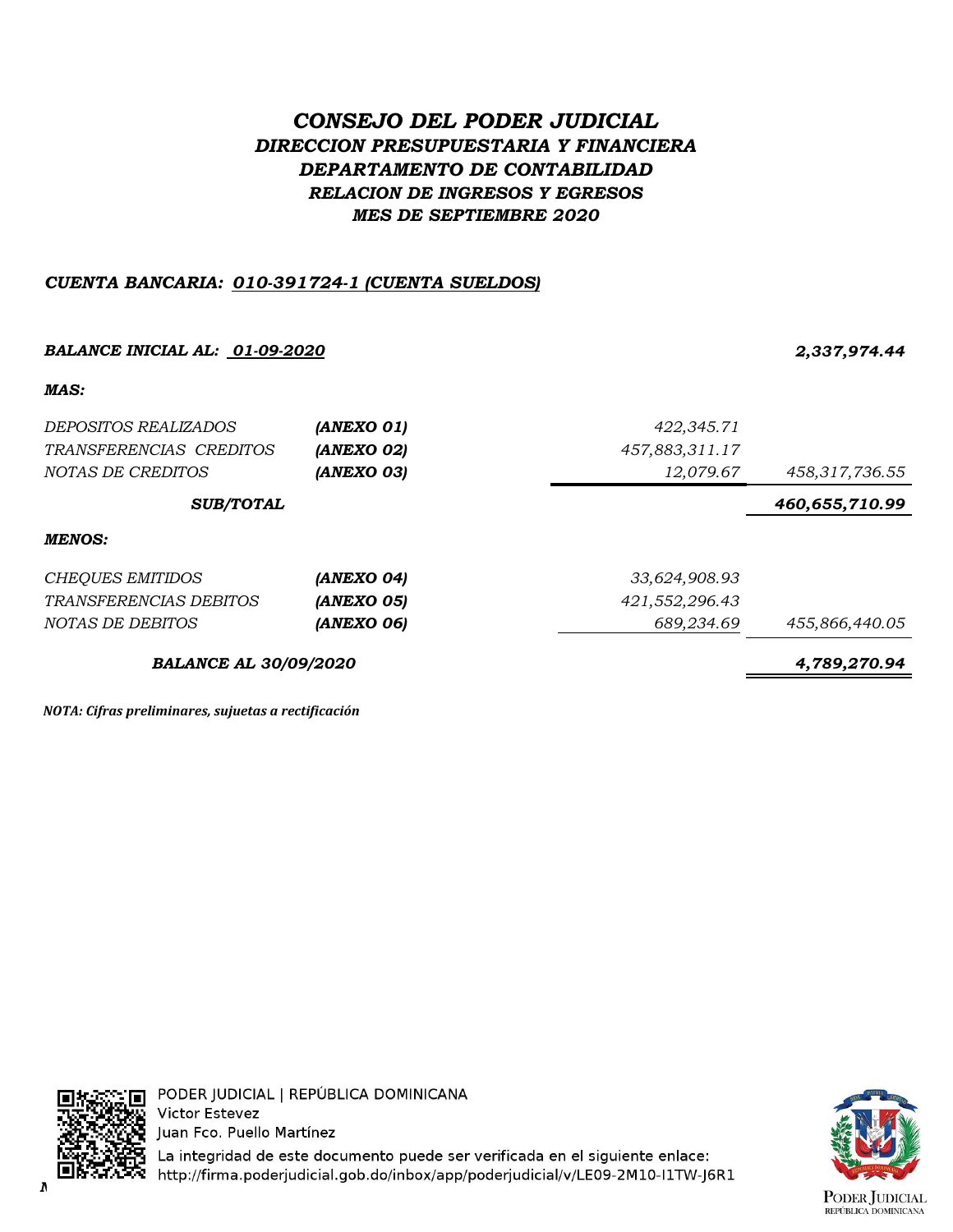# *CONSEJO DEL PODER JUDICIAL*

## *DIRECCION PRESUPUESTARIA Y FINANCIERA*

### *DEPARTAMENTO DE CONTABILIDAD*

### *RELACION DE INGRESOS Y EGRESOS*

### *MES DE SEPTIEMBRE 2020*

***CUENTA BANCARIA: 010-391724-1 (CUENTA SUELDOS)***

| | | | |
|---|---|---|---|
| ***BALANCE INICIAL AL: 01-09-2020*** | | | ***2,337,974.44*** |
| ***MAS:*** | | | |
| *DEPOSITOS REALIZADOS* | ***(ANEXO 01)*** | *422,345.71* | |
| *TRANSFERENCIAS CREDITOS* | ***(ANEXO 02)*** | *457,883,311.17* | |
| *NOTAS DE CREDITOS* | ***(ANEXO 03)*** | *12,079.67* | *458,317,736.55* |
| ***SUB/TOTAL*** | | | ***460,655,710.99*** |
| ***MENOS:*** | | | |
| *CHEQUES EMITIDOS* | ***(ANEXO 04)*** | *33,624,908.93* | |
| *TRANSFERENCIAS DEBITOS* | ***(ANEXO 05)*** | *421,552,296.43* | |
| *NOTAS DE DEBITOS* | ***(ANEXO 06)*** | *689,234.69* | *455,866,440.05* |
| ***BALANCE AL 30/09/2020*** | | | ***4,789,270.94*** |

***NOTA: Cifras preliminares, sujetas a rectificación***

PODER JUDICIAL | REPÚBLICA DOMINICANA
Victor Estevez
Juan Fco. Puello Martínez
La integridad de este documento puede ser verificada en el siguiente enlace:
http://firma.poderjudicial.gob.do/inbox/app/poderjudicial/v/LE09-2M10-I1TW-J6R1

PODER JUDICIAL
REPÚBLICA DOMINICANA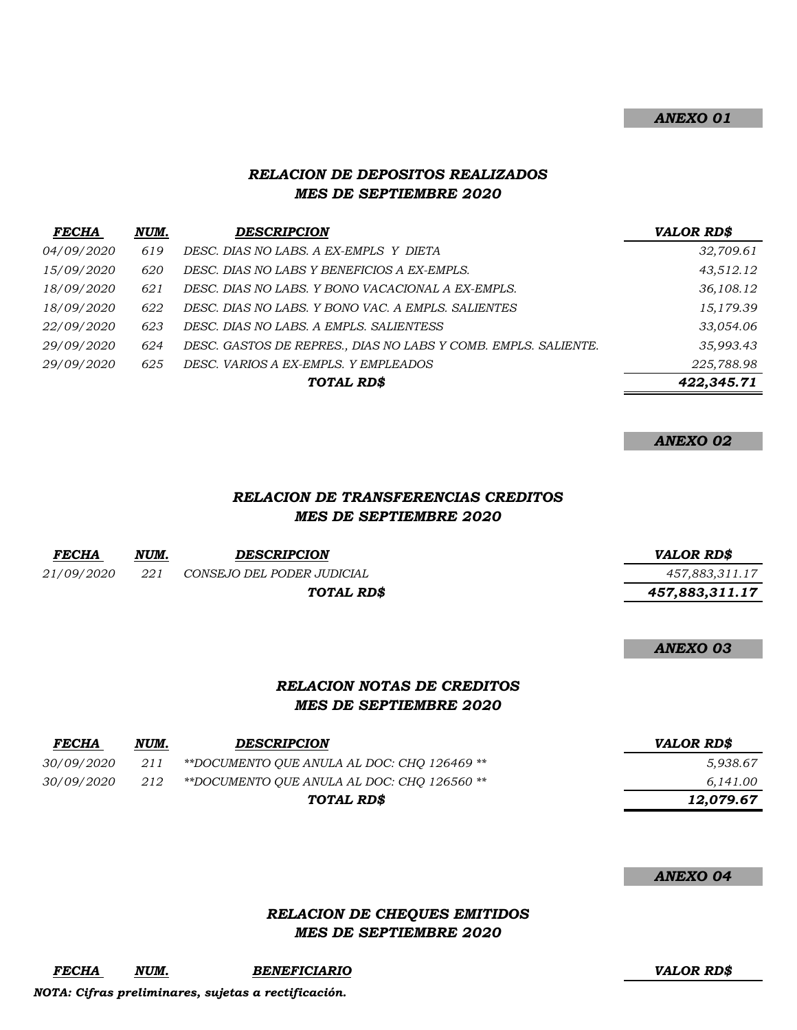**ANEXO 01**

## *RELACION DE DEPOSITOS REALIZADOS*
## *MES DE SEPTIEMBRE 2020*

| FECHA | NUM. | DESCRIPCION | VALOR RD$ |
|---|---|---|---|
| 04/09/2020 | 619 | DESC. DIAS NO LABS. A EX-EMPLS Y DIETA | 32,709.61 |
| 15/09/2020 | 620 | DESC. DIAS NO LABS Y BENEFICIOS A EX-EMPLS. | 43,512.12 |
| 18/09/2020 | 621 | DESC. DIAS NO LABS. Y BONO VACACIONAL A EX-EMPLS. | 36,108.12 |
| 18/09/2020 | 622 | DESC. DIAS NO LABS. Y BONO VAC. A EMPLS. SALIENTES | 15,179.39 |
| 22/09/2020 | 623 | DESC. DIAS NO LABS. A EMPLS. SALIENTESS | 33,054.06 |
| 29/09/2020 | 624 | DESC. GASTOS DE REPRES., DIAS NO LABS Y COMB. EMPLS. SALIENTE. | 35,993.43 |
| 29/09/2020 | 625 | DESC. VARIOS A EX-EMPLS. Y EMPLEADOS | 225,788.98 |
| | | **TOTAL RD$** | **422,345.71** |

**ANEXO 02**

## *RELACION DE TRANSFERENCIAS CREDITOS*
## *MES DE SEPTIEMBRE 2020*

| FECHA | NUM. | DESCRIPCION | VALOR RD$ |
|---|---|---|---|
| 21/09/2020 | 221 | CONSEJO DEL PODER JUDICIAL | 457,883,311.17 |
| | | **TOTAL RD$** | **457,883,311.17** |

**ANEXO 03**

## *RELACION NOTAS DE CREDITOS*
## *MES DE SEPTIEMBRE 2020*

| FECHA | NUM. | DESCRIPCION | VALOR RD$ |
|---|---|---|---|
| 30/09/2020 | 211 | **DOCUMENTO QUE ANULA AL DOC: CHQ 126469 ** | 5,938.67 |
| 30/09/2020 | 212 | **DOCUMENTO QUE ANULA AL DOC: CHQ 126560 ** | 6,141.00 |
| | | **TOTAL RD$** | **12,079.67** |

**ANEXO 04**

## *RELACION DE CHEQUES EMITIDOS*
## *MES DE SEPTIEMBRE 2020*

| FECHA | NUM. | BENEFICIARIO | VALOR RD$ |
|---|---|---|---|

***NOTA: Cifras preliminares, sujetas a rectificación.***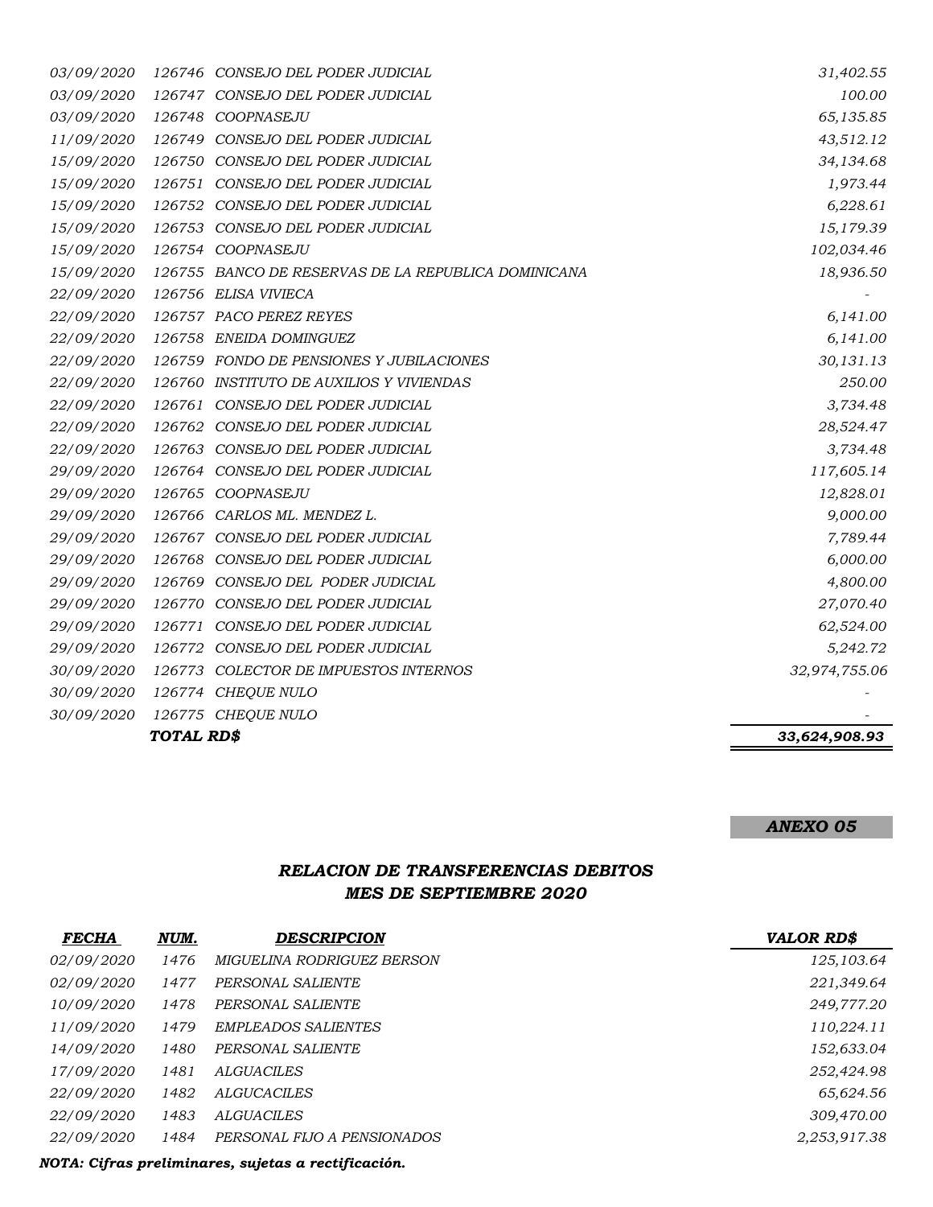| | | | |
|---|---|---|---|
| *03/09/2020* | *126746* | *CONSEJO DEL PODER JUDICIAL* | *31,402.55* |
| *03/09/2020* | *126747* | *CONSEJO DEL PODER JUDICIAL* | *100.00* |
| *03/09/2020* | *126748* | *COOPNASEJU* | *65,135.85* |
| *11/09/2020* | *126749* | *CONSEJO DEL PODER JUDICIAL* | *43,512.12* |
| *15/09/2020* | *126750* | *CONSEJO DEL PODER JUDICIAL* | *34,134.68* |
| *15/09/2020* | *126751* | *CONSEJO DEL PODER JUDICIAL* | *1,973.44* |
| *15/09/2020* | *126752* | *CONSEJO DEL PODER JUDICIAL* | *6,228.61* |
| *15/09/2020* | *126753* | *CONSEJO DEL PODER JUDICIAL* | *15,179.39* |
| *15/09/2020* | *126754* | *COOPNASEJU* | *102,034.46* |
| *15/09/2020* | *126755* | *BANCO DE RESERVAS DE LA REPUBLICA DOMINICANA* | *18,936.50* |
| *22/09/2020* | *126756* | *ELISA VIVIECA* | - |
| *22/09/2020* | *126757* | *PACO PEREZ REYES* | *6,141.00* |
| *22/09/2020* | *126758* | *ENEIDA DOMINGUEZ* | *6,141.00* |
| *22/09/2020* | *126759* | *FONDO DE PENSIONES Y JUBILACIONES* | *30,131.13* |
| *22/09/2020* | *126760* | *INSTITUTO DE AUXILIOS Y VIVIENDAS* | *250.00* |
| *22/09/2020* | *126761* | *CONSEJO DEL PODER JUDICIAL* | *3,734.48* |
| *22/09/2020* | *126762* | *CONSEJO DEL PODER JUDICIAL* | *28,524.47* |
| *22/09/2020* | *126763* | *CONSEJO DEL PODER JUDICIAL* | *3,734.48* |
| *29/09/2020* | *126764* | *CONSEJO DEL PODER JUDICIAL* | *117,605.14* |
| *29/09/2020* | *126765* | *COOPNASEJU* | *12,828.01* |
| *29/09/2020* | *126766* | *CARLOS ML. MENDEZ L.* | *9,000.00* |
| *29/09/2020* | *126767* | *CONSEJO DEL PODER JUDICIAL* | *7,789.44* |
| *29/09/2020* | *126768* | *CONSEJO DEL PODER JUDICIAL* | *6,000.00* |
| *29/09/2020* | *126769* | *CONSEJO DEL PODER JUDICIAL* | *4,800.00* |
| *29/09/2020* | *126770* | *CONSEJO DEL PODER JUDICIAL* | *27,070.40* |
| *29/09/2020* | *126771* | *CONSEJO DEL PODER JUDICIAL* | *62,524.00* |
| *29/09/2020* | *126772* | *CONSEJO DEL PODER JUDICIAL* | *5,242.72* |
| *30/09/2020* | *126773* | *COLECTOR DE IMPUESTOS INTERNOS* | *32,974,755.06* |
| *30/09/2020* | *126774* | *CHEQUE NULO* | - |
| *30/09/2020* | *126775* | *CHEQUE NULO* | - |
| | ***TOTAL RD$*** | | ***33,624,908.93*** |

***ANEXO 05***

## *RELACION DE TRANSFERENCIAS DEBITOS*
## *MES DE SEPTIEMBRE 2020*

| ***FECHA*** | ***NUM.*** | ***DESCRIPCION*** | ***VALOR RD$*** |
|---|---|---|---|
| *02/09/2020* | *1476* | *MIGUELINA RODRIGUEZ BERSON* | *125,103.64* |
| *02/09/2020* | *1477* | *PERSONAL SALIENTE* | *221,349.64* |
| *10/09/2020* | *1478* | *PERSONAL SALIENTE* | *249,777.20* |
| *11/09/2020* | *1479* | *EMPLEADOS SALIENTES* | *110,224.11* |
| *14/09/2020* | *1480* | *PERSONAL SALIENTE* | *152,633.04* |
| *17/09/2020* | *1481* | *ALGUACILES* | *252,424.98* |
| *22/09/2020* | *1482* | *ALGUCACILES* | *65,624.56* |
| *22/09/2020* | *1483* | *ALGUACILES* | *309,470.00* |
| *22/09/2020* | *1484* | *PERSONAL FIJO A PENSIONADOS* | *2,253,917.38* |

***NOTA: Cifras preliminares, sujetas a rectificación.***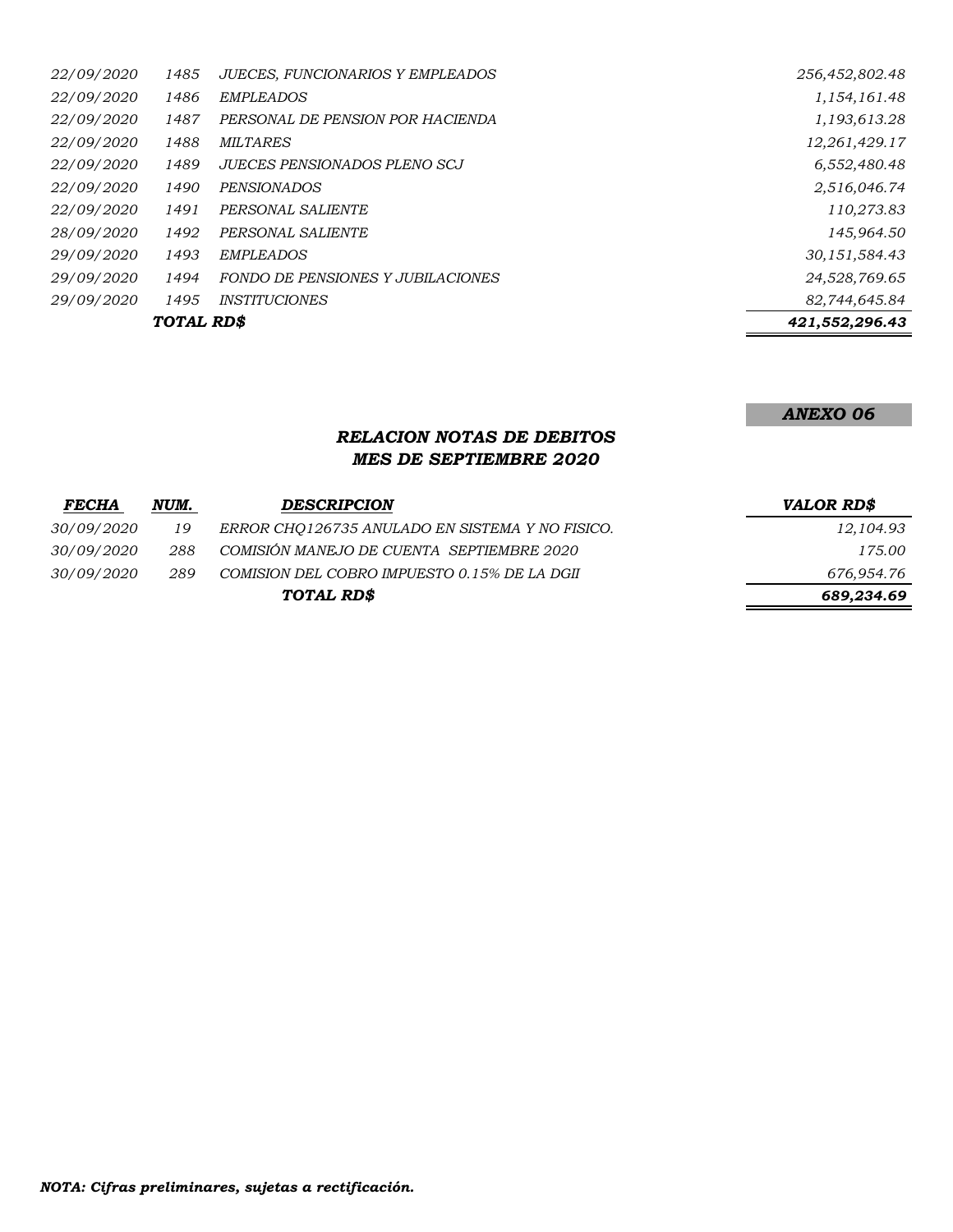| | | | |
|---|---|---|---|
| *22/09/2020* | *1485* | *JUECES, FUNCIONARIOS Y EMPLEADOS* | *256,452,802.48* |
| *22/09/2020* | *1486* | *EMPLEADOS* | *1,154,161.48* |
| *22/09/2020* | *1487* | *PERSONAL DE PENSION POR HACIENDA* | *1,193,613.28* |
| *22/09/2020* | *1488* | *MILTARES* | *12,261,429.17* |
| *22/09/2020* | *1489* | *JUECES PENSIONADOS PLENO SCJ* | *6,552,480.48* |
| *22/09/2020* | *1490* | *PENSIONADOS* | *2,516,046.74* |
| *22/09/2020* | *1491* | *PERSONAL SALIENTE* | *110,273.83* |
| *28/09/2020* | *1492* | *PERSONAL SALIENTE* | *145,964.50* |
| *29/09/2020* | *1493* | *EMPLEADOS* | *30,151,584.43* |
| *29/09/2020* | *1494* | *FONDO DE PENSIONES Y JUBILACIONES* | *24,528,769.65* |
| *29/09/2020* | *1495* | *INSTITUCIONES* | *82,744,645.84* |
| | ***TOTAL RD$*** | | ***421,552,296.43*** |

***ANEXO 06***

## *RELACION NOTAS DE DEBITOS*
## *MES DE SEPTIEMBRE 2020*

| ***FECHA*** | ***NUM.*** | ***DESCRIPCION*** | ***VALOR RD$*** |
|---|---|---|---|
| *30/09/2020* | *19* | *ERROR CHQ126735 ANULADO EN SISTEMA Y NO FISICO.* | *12,104.93* |
| *30/09/2020* | *288* | *COMISIÓN MANEJO DE CUENTA SEPTIEMBRE 2020* | *175.00* |
| *30/09/2020* | *289* | *COMISION DEL COBRO IMPUESTO 0.15% DE LA DGII* | *676,954.76* |
| | | ***TOTAL RD$*** | ***689,234.69*** |

***NOTA: Cifras preliminares, sujetas a rectificación.***